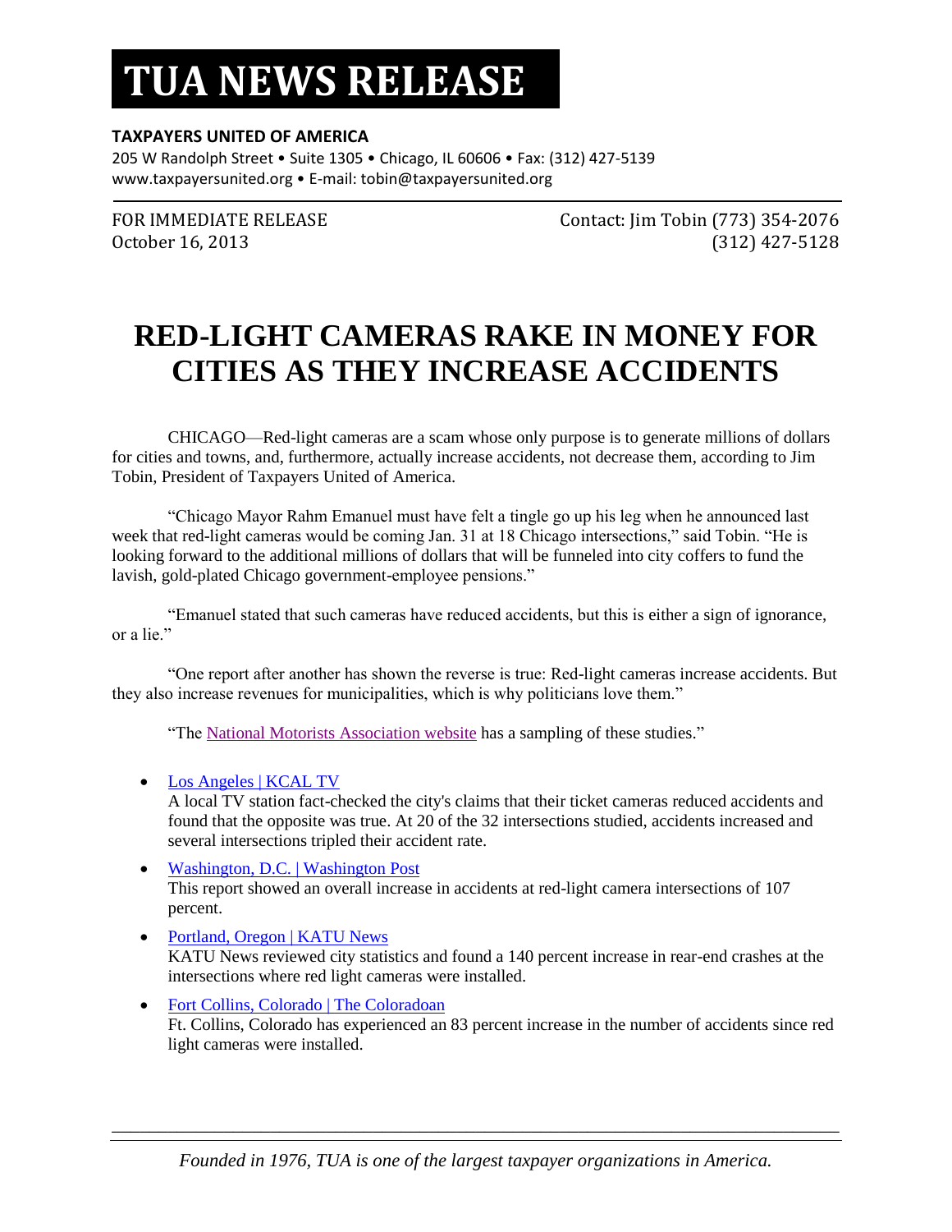# TUA NEWS RELEASE

**TAXPAYERS UNITED OF AMERICA**

205 W Randolph Street • Suite 1305 • Chicago, IL 60606 • Fax: (312) 427-5139
www.taxpayersunited.org • E-mail: tobin@taxpayersunited.org

FOR IMMEDIATE RELEASE
October 16, 2013

Contact: Jim Tobin (773) 354-2076
(312) 427-5128

# RED-LIGHT CAMERAS RAKE IN MONEY FOR CITIES AS THEY INCREASE ACCIDENTS

CHICAGO—Red-light cameras are a scam whose only purpose is to generate millions of dollars for cities and towns, and, furthermore, actually increase accidents, not decrease them, according to Jim Tobin, President of Taxpayers United of America.

"Chicago Mayor Rahm Emanuel must have felt a tingle go up his leg when he announced last week that red-light cameras would be coming Jan. 31 at 18 Chicago intersections," said Tobin. "He is looking forward to the additional millions of dollars that will be funneled into city coffers to fund the lavish, gold-plated Chicago government-employee pensions."

"Emanuel stated that such cameras have reduced accidents, but this is either a sign of ignorance, or a lie."

"One report after another has shown the reverse is true: Red-light cameras increase accidents. But they also increase revenues for municipalities, which is why politicians love them."

"The National Motorists Association website has a sampling of these studies."

- Los Angeles | KCAL TV
  A local TV station fact-checked the city's claims that their ticket cameras reduced accidents and found that the opposite was true. At 20 of the 32 intersections studied, accidents increased and several intersections tripled their accident rate.
- Washington, D.C. | Washington Post
  This report showed an overall increase in accidents at red-light camera intersections of 107 percent.
- Portland, Oregon | KATU News
  KATU News reviewed city statistics and found a 140 percent increase in rear-end crashes at the intersections where red light cameras were installed.
- Fort Collins, Colorado | The Coloradoan
  Ft. Collins, Colorado has experienced an 83 percent increase in the number of accidents since red light cameras were installed.

*Founded in 1976, TUA is one of the largest taxpayer organizations in America.*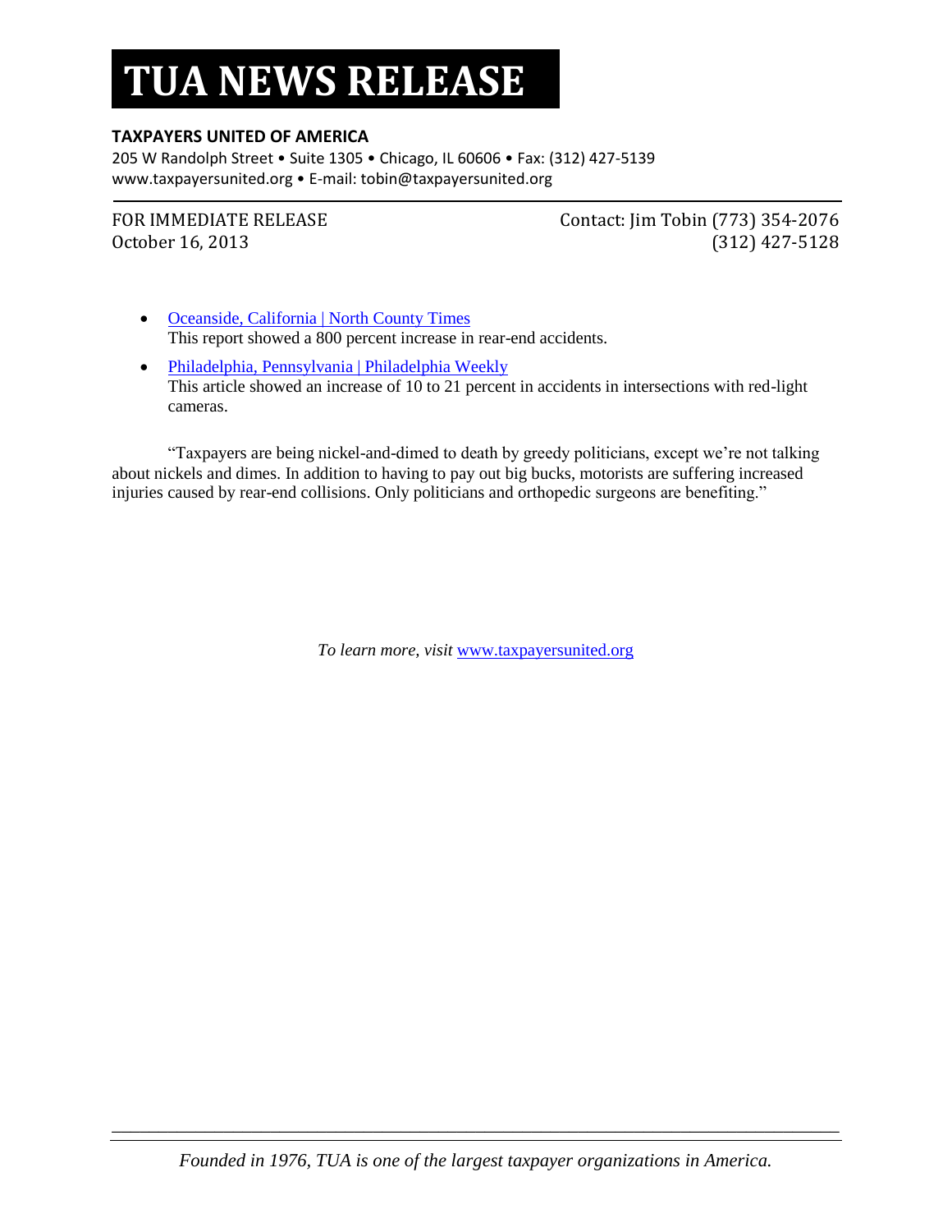# TUA NEWS RELEASE

**TAXPAYERS UNITED OF AMERICA**
205 W Randolph Street • Suite 1305 • Chicago, IL 60606 • Fax: (312) 427-5139
www.taxpayersunited.org • E-mail: tobin@taxpayersunited.org

FOR IMMEDIATE RELEASE
October 16, 2013

Contact: Jim Tobin (773) 354-2076
(312) 427-5128

- [Oceanside, California | North County Times]
  This report showed a 800 percent increase in rear-end accidents.
- [Philadelphia, Pennsylvania | Philadelphia Weekly]
  This article showed an increase of 10 to 21 percent in accidents in intersections with red-light cameras.

"Taxpayers are being nickel-and-dimed to death by greedy politicians, except we're not talking about nickels and dimes. In addition to having to pay out big bucks, motorists are suffering increased injuries caused by rear-end collisions. Only politicians and orthopedic surgeons are benefiting."

*To learn more, visit* www.taxpayersunited.org

*Founded in 1976, TUA is one of the largest taxpayer organizations in America.*